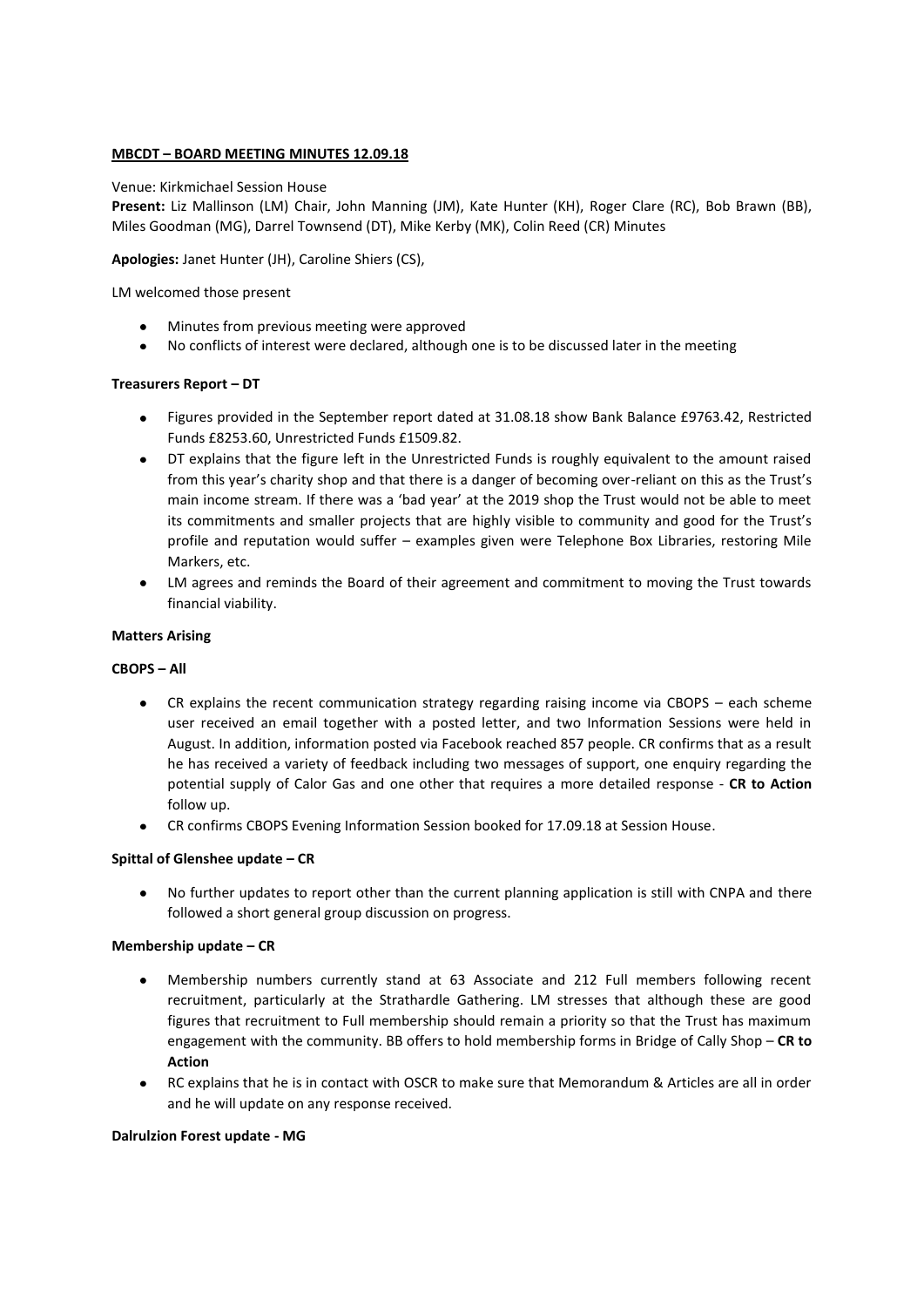**MBCDT – BOARD MEETING MINUTES 12.09.18**

Venue: Kirkmichael Session House

**Present:** Liz Mallinson (LM) Chair, John Manning (JM), Kate Hunter (KH), Roger Clare (RC), Bob Brawn (BB), Miles Goodman (MG), Darrel Townsend (DT), Mike Kerby (MK), Colin Reed (CR) Minutes

**Apologies:** Janet Hunter (JH), Caroline Shiers (CS),

LM welcomed those present

- Minutes from previous meeting were approved
- No conflicts of interest were declared, although one is to be discussed later in the meeting

**Treasurers Report – DT**

- Figures provided in the September report dated at 31.08.18 show Bank Balance £9763.42, Restricted Funds £8253.60, Unrestricted Funds £1509.82.
- DT explains that the figure left in the Unrestricted Funds is roughly equivalent to the amount raised from this year's charity shop and that there is a danger of becoming over-reliant on this as the Trust's main income stream. If there was a 'bad year' at the 2019 shop the Trust would not be able to meet its commitments and smaller projects that are highly visible to community and good for the Trust's profile and reputation would suffer – examples given were Telephone Box Libraries, restoring Mile Markers, etc.
- LM agrees and reminds the Board of their agreement and commitment to moving the Trust towards financial viability.

**Matters Arising**

**CBOPS – All**

- CR explains the recent communication strategy regarding raising income via CBOPS – each scheme user received an email together with a posted letter, and two Information Sessions were held in August. In addition, information posted via Facebook reached 857 people. CR confirms that as a result he has received a variety of feedback including two messages of support, one enquiry regarding the potential supply of Calor Gas and one other that requires a more detailed response - **CR to Action** follow up.
- CR confirms CBOPS Evening Information Session booked for 17.09.18 at Session House.

**Spittal of Glenshee update – CR**

- No further updates to report other than the current planning application is still with CNPA and there followed a short general group discussion on progress.

**Membership update – CR**

- Membership numbers currently stand at 63 Associate and 212 Full members following recent recruitment, particularly at the Strathardle Gathering. LM stresses that although these are good figures that recruitment to Full membership should remain a priority so that the Trust has maximum engagement with the community. BB offers to hold membership forms in Bridge of Cally Shop – **CR to Action**
- RC explains that he is in contact with OSCR to make sure that Memorandum & Articles are all in order and he will update on any response received.

**Dalrulzion Forest update - MG**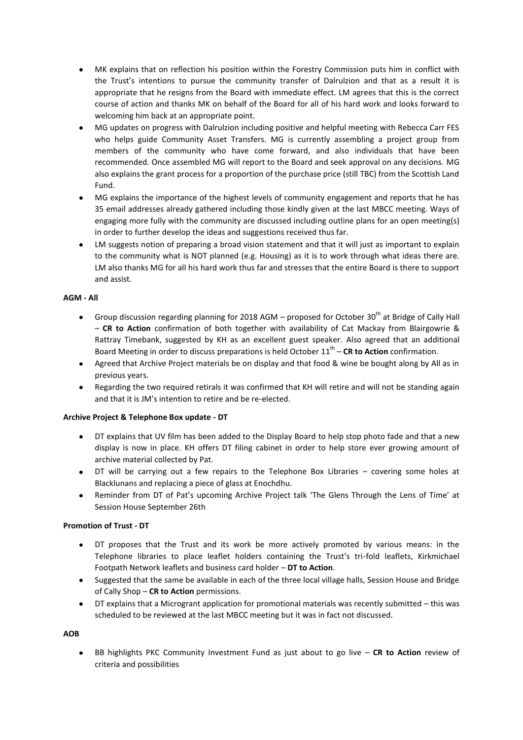- MK explains that on reflection his position within the Forestry Commission puts him in conflict with the Trust's intentions to pursue the community transfer of Dalrulzion and that as a result it is appropriate that he resigns from the Board with immediate effect. LM agrees that this is the correct course of action and thanks MK on behalf of the Board for all of his hard work and looks forward to welcoming him back at an appropriate point.
- MG updates on progress with Dalrulzion including positive and helpful meeting with Rebecca Carr FES who helps guide Community Asset Transfers. MG is currently assembling a project group from members of the community who have come forward, and also individuals that have been recommended. Once assembled MG will report to the Board and seek approval on any decisions. MG also explains the grant process for a proportion of the purchase price (still TBC) from the Scottish Land Fund.
- MG explains the importance of the highest levels of community engagement and reports that he has 35 email addresses already gathered including those kindly given at the last MBCC meeting. Ways of engaging more fully with the community are discussed including outline plans for an open meeting(s) in order to further develop the ideas and suggestions received thus far.
- LM suggests notion of preparing a broad vision statement and that it will just as important to explain to the community what is NOT planned (e.g. Housing) as it is to work through what ideas there are. LM also thanks MG for all his hard work thus far and stresses that the entire Board is there to support and assist.

**AGM - All**

- Group discussion regarding planning for 2018 AGM – proposed for October 30th at Bridge of Cally Hall – **CR to Action** confirmation of both together with availability of Cat Mackay from Blairgowrie & Rattray Timebank, suggested by KH as an excellent guest speaker. Also agreed that an additional Board Meeting in order to discuss preparations is held October 11th – **CR to Action** confirmation.
- Agreed that Archive Project materials be on display and that food & wine be bought along by All as in previous years.
- Regarding the two required retirals it was confirmed that KH will retire and will not be standing again and that it is JM's intention to retire and be re-elected.

**Archive Project & Telephone Box update - DT**

- DT explains that UV film has been added to the Display Board to help stop photo fade and that a new display is now in place. KH offers DT filing cabinet in order to help store ever growing amount of archive material collected by Pat.
- DT will be carrying out a few repairs to the Telephone Box Libraries – covering some holes at Blacklunans and replacing a piece of glass at Enochdhu.
- Reminder from DT of Pat's upcoming Archive Project talk 'The Glens Through the Lens of Time' at Session House September 26th

**Promotion of Trust - DT**

- DT proposes that the Trust and its work be more actively promoted by various means: in the Telephone libraries to place leaflet holders containing the Trust's tri-fold leaflets, Kirkmichael Footpath Network leaflets and business card holder – **DT to Action**.
- Suggested that the same be available in each of the three local village halls, Session House and Bridge of Cally Shop – **CR to Action** permissions.
- DT explains that a Microgrant application for promotional materials was recently submitted – this was scheduled to be reviewed at the last MBCC meeting but it was in fact not discussed.

**AOB**

- BB highlights PKC Community Investment Fund as just about to go live – **CR to Action** review of criteria and possibilities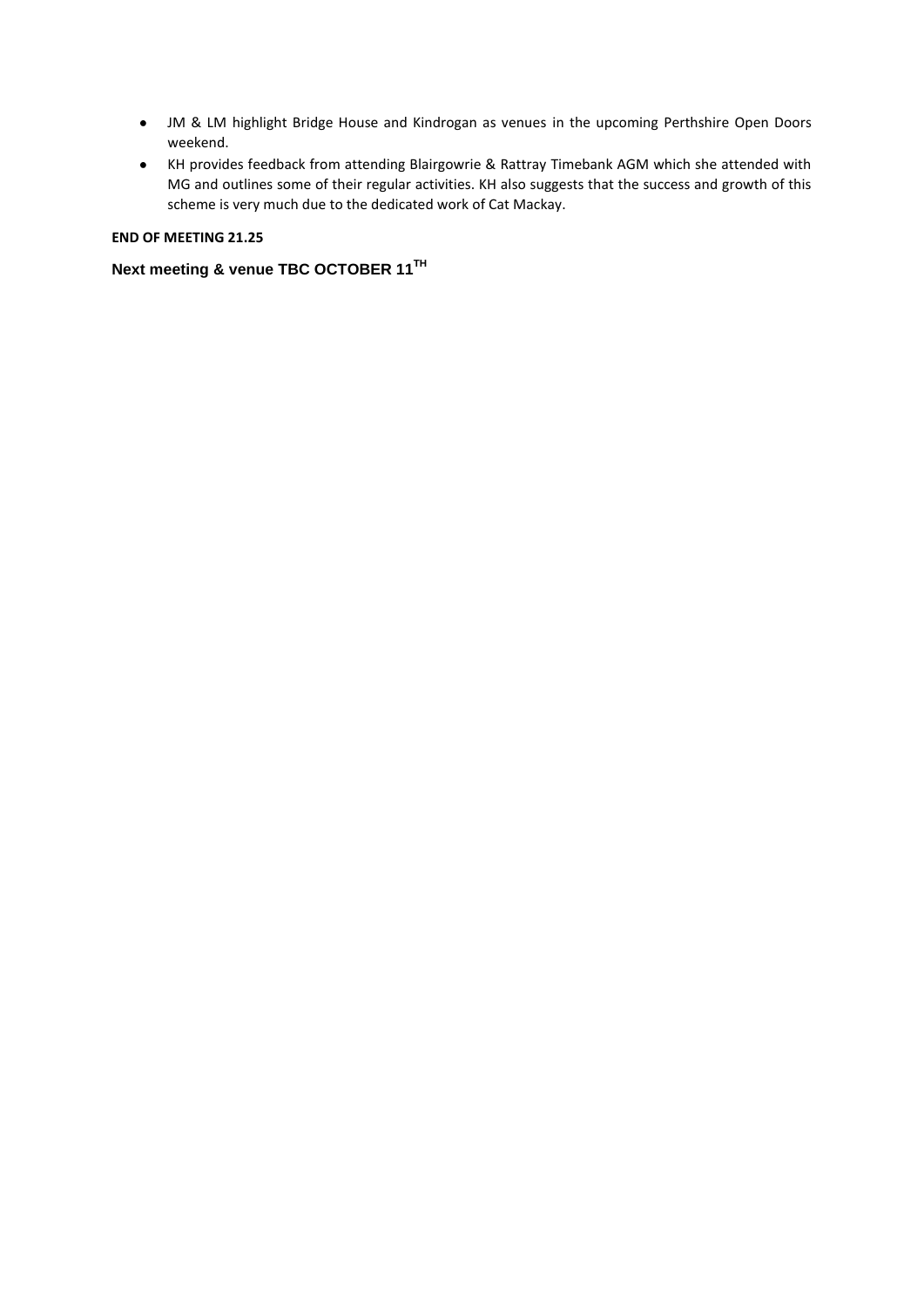- JM & LM highlight Bridge House and Kindrogan as venues in the upcoming Perthshire Open Doors weekend.
- KH provides feedback from attending Blairgowrie & Rattray Timebank AGM which she attended with MG and outlines some of their regular activities. KH also suggests that the success and growth of this scheme is very much due to the dedicated work of Cat Mackay.

**END OF MEETING 21.25**

**Next meeting & venue TBC OCTOBER 11TH**